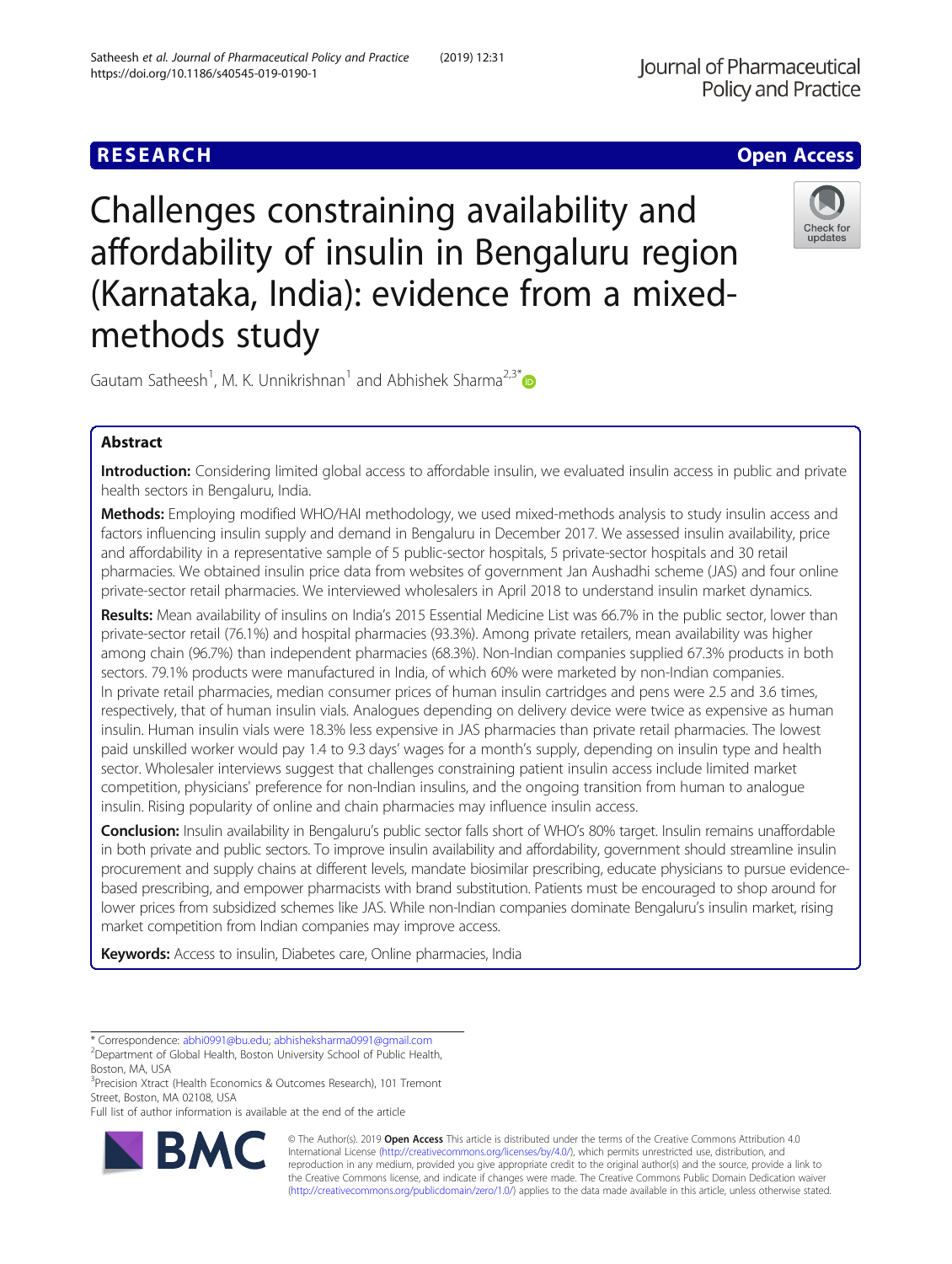RESEARCH | Open Access

# Challenges constraining availability and affordability of insulin in Bengaluru region (Karnataka, India): evidence from a mixed-methods study

Gautam Satheesh[1], M. K. Unnikrishnan[1] and Abhishek Sharma[2,3*]

## Abstract

**Introduction:** Considering limited global access to affordable insulin, we evaluated insulin access in public and private health sectors in Bengaluru, India.

**Methods:** Employing modified WHO/HAI methodology, we used mixed-methods analysis to study insulin access and factors influencing insulin supply and demand in Bengaluru in December 2017. We assessed insulin availability, price and affordability in a representative sample of 5 public-sector hospitals, 5 private-sector hospitals and 30 retail pharmacies. We obtained insulin price data from websites of government Jan Aushadhi scheme (JAS) and four online private-sector retail pharmacies. We interviewed wholesalers in April 2018 to understand insulin market dynamics.

**Results:** Mean availability of insulins on India's 2015 Essential Medicine List was 66.7% in the public sector, lower than private-sector retail (76.1%) and hospital pharmacies (93.3%). Among private retailers, mean availability was higher among chain (96.7%) than independent pharmacies (68.3%). Non-Indian companies supplied 67.3% products in both sectors. 79.1% products were manufactured in India, of which 60% were marketed by non-Indian companies. In private retail pharmacies, median consumer prices of human insulin cartridges and pens were 2.5 and 3.6 times, respectively, that of human insulin vials. Analogues depending on delivery device were twice as expensive as human insulin. Human insulin vials were 18.3% less expensive in JAS pharmacies than private retail pharmacies. The lowest paid unskilled worker would pay 1.4 to 9.3 days' wages for a month's supply, depending on insulin type and health sector. Wholesaler interviews suggest that challenges constraining patient insulin access include limited market competition, physicians' preference for non-Indian insulins, and the ongoing transition from human to analogue insulin. Rising popularity of online and chain pharmacies may influence insulin access.

**Conclusion:** Insulin availability in Bengaluru's public sector falls short of WHO's 80% target. Insulin remains unaffordable in both private and public sectors. To improve insulin availability and affordability, government should streamline insulin procurement and supply chains at different levels, mandate biosimilar prescribing, educate physicians to pursue evidence-based prescribing, and empower pharmacists with brand substitution. Patients must be encouraged to shop around for lower prices from subsidized schemes like JAS. While non-Indian companies dominate Bengaluru's insulin market, rising market competition from Indian companies may improve access.

**Keywords:** Access to insulin, Diabetes care, Online pharmacies, India

---

\* Correspondence: abhi0991@bu.edu; abhisheksharma0991@gmail.com
[2]Department of Global Health, Boston University School of Public Health, Boston, MA, USA
[3]Precision Xtract (Health Economics & Outcomes Research), 101 Tremont Street, Boston, MA 02108, USA
Full list of author information is available at the end of the article

© The Author(s). 2019 **Open Access** This article is distributed under the terms of the Creative Commons Attribution 4.0 International License (http://creativecommons.org/licenses/by/4.0/), which permits unrestricted use, distribution, and reproduction in any medium, provided you give appropriate credit to the original author(s) and the source, provide a link to the Creative Commons license, and indicate if changes were made. The Creative Commons Public Domain Dedication waiver (http://creativecommons.org/publicdomain/zero/1.0/) applies to the data made available in this article, unless otherwise stated.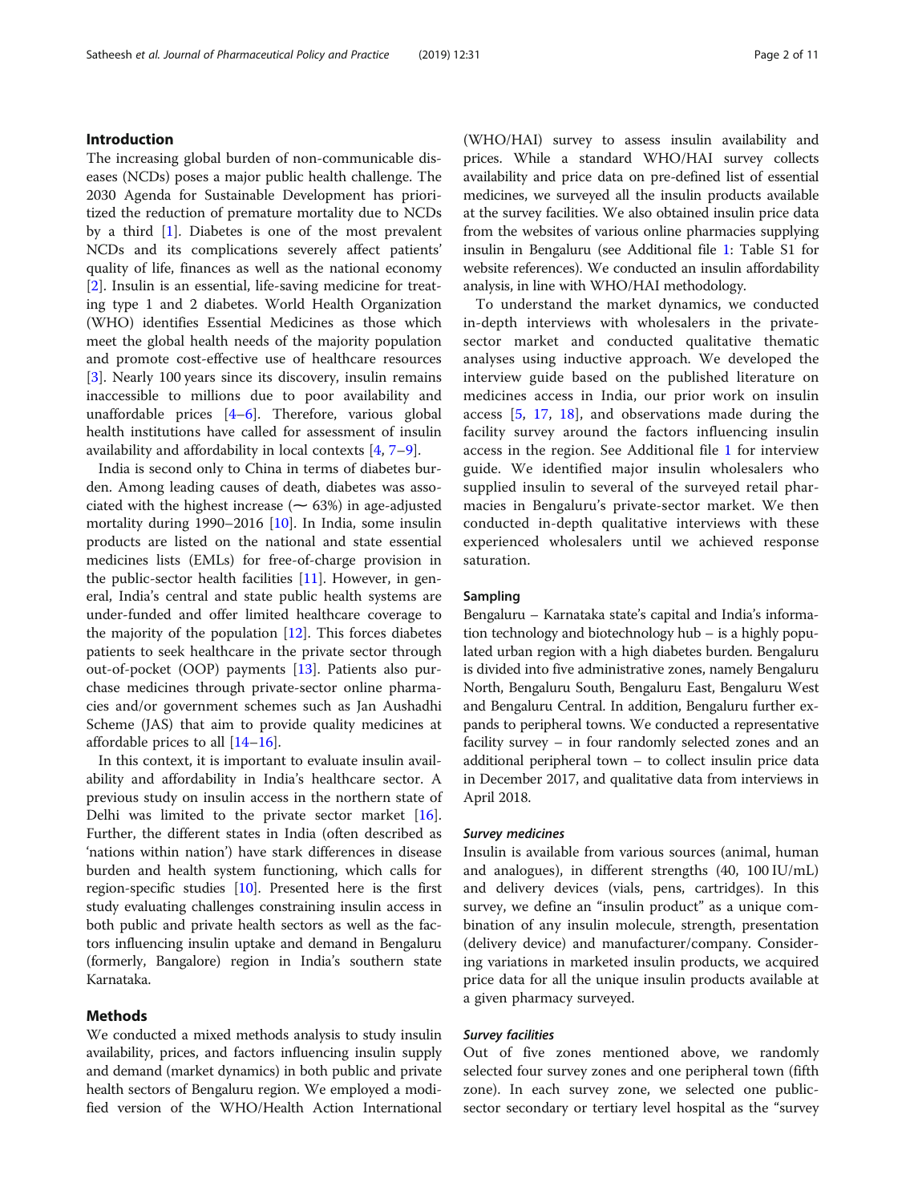## Introduction

The increasing global burden of non-communicable diseases (NCDs) poses a major public health challenge. The 2030 Agenda for Sustainable Development has prioritized the reduction of premature mortality due to NCDs by a third [1]. Diabetes is one of the most prevalent NCDs and its complications severely affect patients' quality of life, finances as well as the national economy [2]. Insulin is an essential, life-saving medicine for treating type 1 and 2 diabetes. World Health Organization (WHO) identifies Essential Medicines as those which meet the global health needs of the majority population and promote cost-effective use of healthcare resources [3]. Nearly 100 years since its discovery, insulin remains inaccessible to millions due to poor availability and unaffordable prices [4–6]. Therefore, various global health institutions have called for assessment of insulin availability and affordability in local contexts [4, 7–9].

India is second only to China in terms of diabetes burden. Among leading causes of death, diabetes was associated with the highest increase (∼ 63%) in age-adjusted mortality during 1990–2016 [10]. In India, some insulin products are listed on the national and state essential medicines lists (EMLs) for free-of-charge provision in the public-sector health facilities [11]. However, in general, India's central and state public health systems are under-funded and offer limited healthcare coverage to the majority of the population [12]. This forces diabetes patients to seek healthcare in the private sector through out-of-pocket (OOP) payments [13]. Patients also purchase medicines through private-sector online pharmacies and/or government schemes such as Jan Aushadhi Scheme (JAS) that aim to provide quality medicines at affordable prices to all [14–16].

In this context, it is important to evaluate insulin availability and affordability in India's healthcare sector. A previous study on insulin access in the northern state of Delhi was limited to the private sector market [16]. Further, the different states in India (often described as 'nations within nation') have stark differences in disease burden and health system functioning, which calls for region-specific studies [10]. Presented here is the first study evaluating challenges constraining insulin access in both public and private health sectors as well as the factors influencing insulin uptake and demand in Bengaluru (formerly, Bangalore) region in India's southern state Karnataka.

## Methods

We conducted a mixed methods analysis to study insulin availability, prices, and factors influencing insulin supply and demand (market dynamics) in both public and private health sectors of Bengaluru region. We employed a modified version of the WHO/Health Action International (WHO/HAI) survey to assess insulin availability and prices. While a standard WHO/HAI survey collects availability and price data on pre-defined list of essential medicines, we surveyed all the insulin products available at the survey facilities. We also obtained insulin price data from the websites of various online pharmacies supplying insulin in Bengaluru (see Additional file 1: Table S1 for website references). We conducted an insulin affordability analysis, in line with WHO/HAI methodology.

To understand the market dynamics, we conducted in-depth interviews with wholesalers in the private-sector market and conducted qualitative thematic analyses using inductive approach. We developed the interview guide based on the published literature on medicines access in India, our prior work on insulin access [5, 17, 18], and observations made during the facility survey around the factors influencing insulin access in the region. See Additional file 1 for interview guide. We identified major insulin wholesalers who supplied insulin to several of the surveyed retail pharmacies in Bengaluru's private-sector market. We then conducted in-depth qualitative interviews with these experienced wholesalers until we achieved response saturation.

### Sampling

Bengaluru – Karnataka state's capital and India's information technology and biotechnology hub – is a highly populated urban region with a high diabetes burden. Bengaluru is divided into five administrative zones, namely Bengaluru North, Bengaluru South, Bengaluru East, Bengaluru West and Bengaluru Central. In addition, Bengaluru further expands to peripheral towns. We conducted a representative facility survey – in four randomly selected zones and an additional peripheral town – to collect insulin price data in December 2017, and qualitative data from interviews in April 2018.

#### *Survey medicines*

Insulin is available from various sources (animal, human and analogues), in different strengths (40, 100 IU/mL) and delivery devices (vials, pens, cartridges). In this survey, we define an "insulin product" as a unique combination of any insulin molecule, strength, presentation (delivery device) and manufacturer/company. Considering variations in marketed insulin products, we acquired price data for all the unique insulin products available at a given pharmacy surveyed.

#### *Survey facilities*

Out of five zones mentioned above, we randomly selected four survey zones and one peripheral town (fifth zone). In each survey zone, we selected one public-sector secondary or tertiary level hospital as the "survey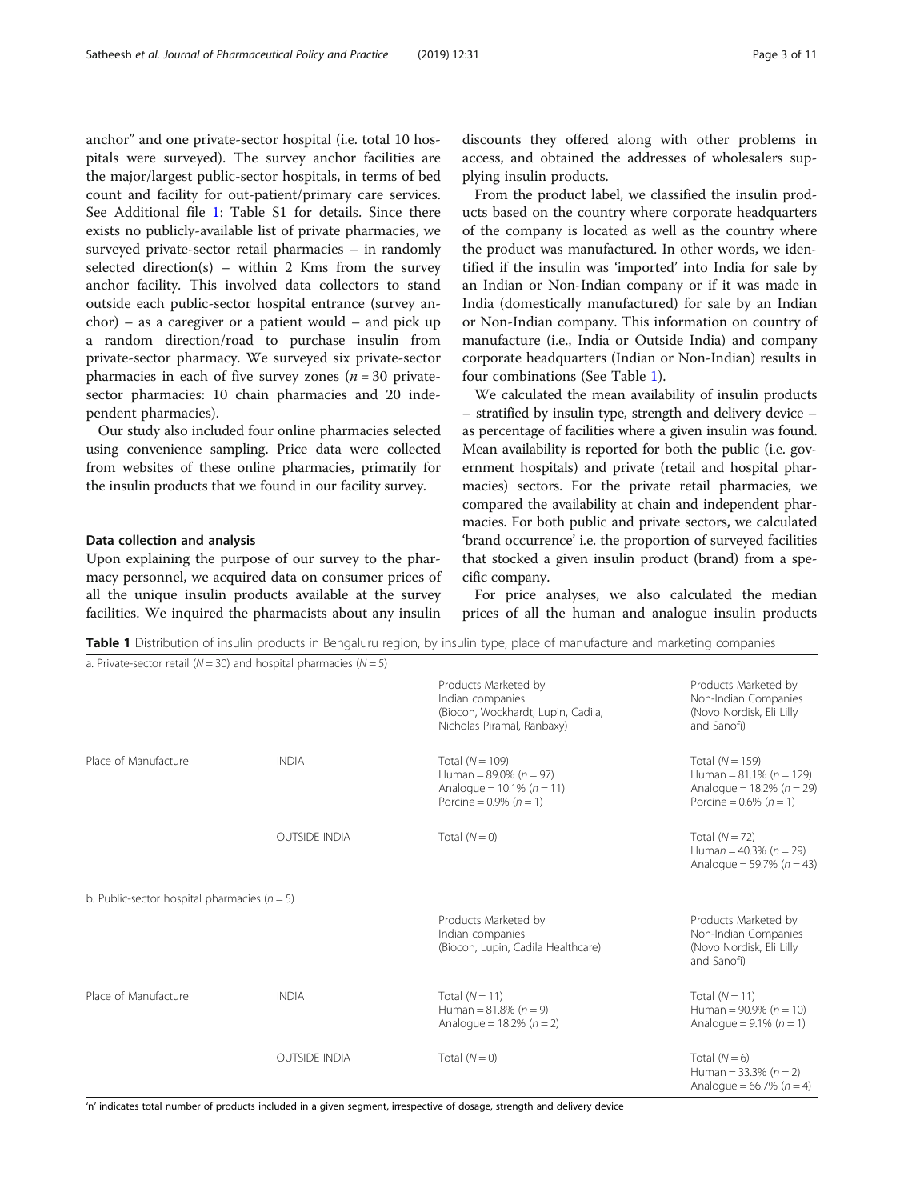anchor" and one private-sector hospital (i.e. total 10 hospitals were surveyed). The survey anchor facilities are the major/largest public-sector hospitals, in terms of bed count and facility for out-patient/primary care services. See Additional file 1: Table S1 for details. Since there exists no publicly-available list of private pharmacies, we surveyed private-sector retail pharmacies – in randomly selected direction(s) – within 2 Kms from the survey anchor facility. This involved data collectors to stand outside each public-sector hospital entrance (survey anchor) – as a caregiver or a patient would – and pick up a random direction/road to purchase insulin from private-sector pharmacy. We surveyed six private-sector pharmacies in each of five survey zones ($n = 30$ private-sector pharmacies: 10 chain pharmacies and 20 independent pharmacies).

Our study also included four online pharmacies selected using convenience sampling. Price data were collected from websites of these online pharmacies, primarily for the insulin products that we found in our facility survey.

### Data collection and analysis

Upon explaining the purpose of our survey to the pharmacy personnel, we acquired data on consumer prices of all the unique insulin products available at the survey facilities. We inquired the pharmacists about any insulin discounts they offered along with other problems in access, and obtained the addresses of wholesalers supplying insulin products.

From the product label, we classified the insulin products based on the country where corporate headquarters of the company is located as well as the country where the product was manufactured. In other words, we identified if the insulin was 'imported' into India for sale by an Indian or Non-Indian company or if it was made in India (domestically manufactured) for sale by an Indian or Non-Indian company. This information on country of manufacture (i.e., India or Outside India) and company corporate headquarters (Indian or Non-Indian) results in four combinations (See Table 1).

We calculated the mean availability of insulin products – stratified by insulin type, strength and delivery device – as percentage of facilities where a given insulin was found. Mean availability is reported for both the public (i.e. government hospitals) and private (retail and hospital pharmacies) sectors. For the private retail pharmacies, we compared the availability at chain and independent pharmacies. For both public and private sectors, we calculated 'brand occurrence' i.e. the proportion of surveyed facilities that stocked a given insulin product (brand) from a specific company.

For price analyses, we also calculated the median prices of all the human and analogue insulin products

**Table 1** Distribution of insulin products in Bengaluru region, by insulin type, place of manufacture and marketing companies

| a. Private-sector retail ($N = 30$) and hospital pharmacies ($N = 5$) | | | |
|---|---|---|---|
| | | Products Marketed by Indian companies (Biocon, Wockhardt, Lupin, Cadila, Nicholas Piramal, Ranbaxy) | Products Marketed by Non-Indian Companies (Novo Nordisk, Eli Lilly and Sanofi) |
| Place of Manufacture | INDIA | Total ($N = 109$)<br>Human = 89.0% ($n = 97$)<br>Analogue = 10.1% ($n = 11$)<br>Porcine = 0.9% ($n = 1$) | Total ($N = 159$)<br>Human = 81.1% ($n = 129$)<br>Analogue = 18.2% ($n = 29$)<br>Porcine = 0.6% ($n = 1$) |
| | OUTSIDE INDIA | Total ($N = 0$) | Total ($N = 72$)<br>Human = 40.3% ($n = 29$)<br>Analogue = 59.7% ($n = 43$) |
| b. Public-sector hospital pharmacies ($n = 5$) | | | |
| | | Products Marketed by Indian companies (Biocon, Lupin, Cadila Healthcare) | Products Marketed by Non-Indian Companies (Novo Nordisk, Eli Lilly and Sanofi) |
| Place of Manufacture | INDIA | Total ($N = 11$)<br>Human = 81.8% ($n = 9$)<br>Analogue = 18.2% ($n = 2$) | Total ($N = 11$)<br>Human = 90.9% ($n = 10$)<br>Analogue = 9.1% ($n = 1$) |
| | OUTSIDE INDIA | Total ($N = 0$) | Total ($N = 6$)<br>Human = 33.3% ($n = 2$)<br>Analogue = 66.7% ($n = 4$) |

'n' indicates total number of products included in a given segment, irrespective of dosage, strength and delivery device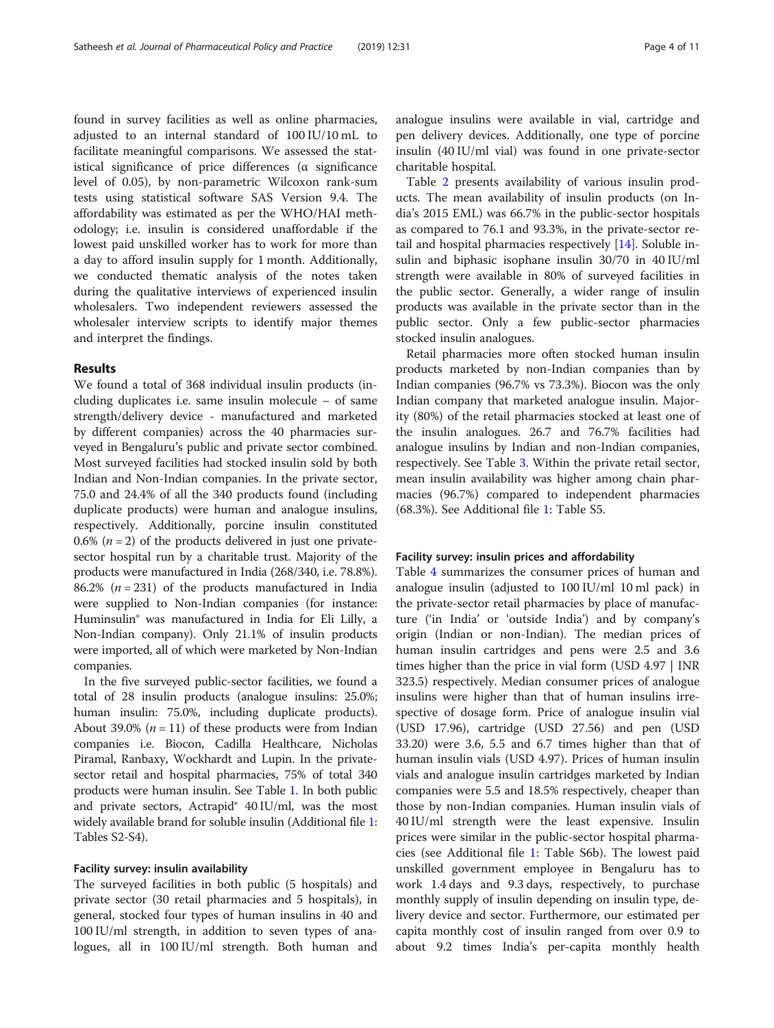found in survey facilities as well as online pharmacies, adjusted to an internal standard of 100 IU/10 mL to facilitate meaningful comparisons. We assessed the statistical significance of price differences (α significance level of 0.05), by non-parametric Wilcoxon rank-sum tests using statistical software SAS Version 9.4. The affordability was estimated as per the WHO/HAI methodology; i.e. insulin is considered unaffordable if the lowest paid unskilled worker has to work for more than a day to afford insulin supply for 1 month. Additionally, we conducted thematic analysis of the notes taken during the qualitative interviews of experienced insulin wholesalers. Two independent reviewers assessed the wholesaler interview scripts to identify major themes and interpret the findings.

## Results

We found a total of 368 individual insulin products (including duplicates i.e. same insulin molecule – of same strength/delivery device - manufactured and marketed by different companies) across the 40 pharmacies surveyed in Bengaluru's public and private sector combined. Most surveyed facilities had stocked insulin sold by both Indian and Non-Indian companies. In the private sector, 75.0 and 24.4% of all the 340 products found (including duplicate products) were human and analogue insulins, respectively. Additionally, porcine insulin constituted 0.6% ($n = 2$) of the products delivered in just one private-sector hospital run by a charitable trust. Majority of the products were manufactured in India (268/340, i.e. 78.8%). 86.2% ($n = 231$) of the products manufactured in India were supplied to Non-Indian companies (for instance: Huminsulin® was manufactured in India for Eli Lilly, a Non-Indian company). Only 21.1% of insulin products were imported, all of which were marketed by Non-Indian companies.

In the five surveyed public-sector facilities, we found a total of 28 insulin products (analogue insulins: 25.0%; human insulin: 75.0%, including duplicate products). About 39.0% ($n = 11$) of these products were from Indian companies i.e. Biocon, Cadilla Healthcare, Nicholas Piramal, Ranbaxy, Wockhardt and Lupin. In the private-sector retail and hospital pharmacies, 75% of total 340 products were human insulin. See Table 1. In both public and private sectors, Actrapid® 40 IU/ml, was the most widely available brand for soluble insulin (Additional file 1: Tables S2-S4).

### Facility survey: insulin availability

The surveyed facilities in both public (5 hospitals) and private sector (30 retail pharmacies and 5 hospitals), in general, stocked four types of human insulins in 40 and 100 IU/ml strength, in addition to seven types of analogues, all in 100 IU/ml strength. Both human and analogue insulins were available in vial, cartridge and pen delivery devices. Additionally, one type of porcine insulin (40 IU/ml vial) was found in one private-sector charitable hospital.

Table 2 presents availability of various insulin products. The mean availability of insulin products (on India's 2015 EML) was 66.7% in the public-sector hospitals as compared to 76.1 and 93.3%, in the private-sector retail and hospital pharmacies respectively [14]. Soluble insulin and biphasic isophane insulin 30/70 in 40 IU/ml strength were available in 80% of surveyed facilities in the public sector. Generally, a wider range of insulin products was available in the private sector than in the public sector. Only a few public-sector pharmacies stocked insulin analogues.

Retail pharmacies more often stocked human insulin products marketed by non-Indian companies than by Indian companies (96.7% vs 73.3%). Biocon was the only Indian company that marketed analogue insulin. Majority (80%) of the retail pharmacies stocked at least one of the insulin analogues. 26.7 and 76.7% facilities had analogue insulins by Indian and non-Indian companies, respectively. See Table 3. Within the private retail sector, mean insulin availability was higher among chain pharmacies (96.7%) compared to independent pharmacies (68.3%). See Additional file 1: Table S5.

### Facility survey: insulin prices and affordability

Table 4 summarizes the consumer prices of human and analogue insulin (adjusted to 100 IU/ml 10 ml pack) in the private-sector retail pharmacies by place of manufacture ('in India' or 'outside India') and by company's origin (Indian or non-Indian). The median prices of human insulin cartridges and pens were 2.5 and 3.6 times higher than the price in vial form (USD 4.97 | INR 323.5) respectively. Median consumer prices of analogue insulins were higher than that of human insulins irrespective of dosage form. Price of analogue insulin vial (USD 17.96), cartridge (USD 27.56) and pen (USD 33.20) were 3.6, 5.5 and 6.7 times higher than that of human insulin vials (USD 4.97). Prices of human insulin vials and analogue insulin cartridges marketed by Indian companies were 5.5 and 18.5% respectively, cheaper than those by non-Indian companies. Human insulin vials of 40 IU/ml strength were the least expensive. Insulin prices were similar in the public-sector hospital pharmacies (see Additional file 1: Table S6b). The lowest paid unskilled government employee in Bengaluru has to work 1.4 days and 9.3 days, respectively, to purchase monthly supply of insulin depending on insulin type, delivery device and sector. Furthermore, our estimated per capita monthly cost of insulin ranged from over 0.9 to about 9.2 times India's per-capita monthly health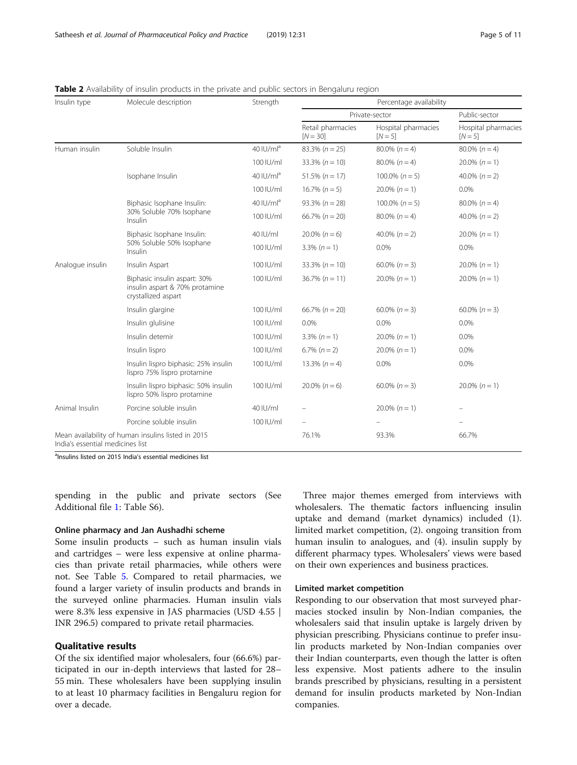**Table 2** Availability of insulin products in the private and public sectors in Bengaluru region

| Insulin type | Molecule description | Strength | Percentage availability | | |
|---|---|---|---|---|---|
| | | | Private-sector | | Public-sector |
| | | | Retail pharmacies [N = 30] | Hospital pharmacies [N = 5] | Hospital pharmacies [N = 5] |
| Human insulin | Soluble Insulin | 40 IU/ml[a] | 83.3% (n = 25) | 80.0% (n = 4) | 80.0% (n = 4) |
| | | 100 IU/ml | 33.3% (n = 10) | 80.0% (n = 4) | 20.0% (n = 1) |
| | Isophane Insulin | 40 IU/ml[a] | 51.5% (n = 17) | 100.0% (n = 5) | 40.0% (n = 2) |
| | | 100 IU/ml | 16.7% (n = 5) | 20.0% (n = 1) | 0.0% |
| | Biphasic Isophane Insulin: 30% Soluble 70% Isophane Insulin | 40 IU/ml[a] | 93.3% (n = 28) | 100.0% (n = 5) | 80.0% (n = 4) |
| | | 100 IU/ml | 66.7% (n = 20) | 80.0% (n = 4) | 40.0% (n = 2) |
| | Biphasic Isophane Insulin: 50% Soluble 50% Isophane Insulin | 40 IU/ml | 20.0% (n = 6) | 40.0% (n = 2) | 20.0% (n = 1) |
| | | 100 IU/ml | 3.3% (n = 1) | 0.0% | 0.0% |
| Analogue insulin | Insulin Aspart | 100 IU/ml | 33.3% (n = 10) | 60.0% (n = 3) | 20.0% (n = 1) |
| | Biphasic insulin aspart: 30% insulin aspart & 70% protamine crystallized aspart | 100 IU/ml | 36.7% (n = 11) | 20.0% (n = 1) | 20.0% (n = 1) |
| | Insulin glargine | 100 IU/ml | 66.7% (n = 20) | 60.0% (n = 3) | 60.0% (n = 3) |
| | Insulin glulisine | 100 IU/ml | 0.0% | 0.0% | 0.0% |
| | Insulin detemir | 100 IU/ml | 3.3% (n = 1) | 20.0% (n = 1) | 0.0% |
| | Insulin lispro | 100 IU/ml | 6.7% (n = 2) | 20.0% (n = 1) | 0.0% |
| | Insulin lispro biphasic: 25% insulin lispro 75% lispro protamine | 100 IU/ml | 13.3% (n = 4) | 0.0% | 0.0% |
| | Insulin lispro biphasic: 50% insulin lispro 50% lispro protamine | 100 IU/ml | 20.0% (n = 6) | 60.0% (n = 3) | 20.0% (n = 1) |
| Animal Insulin | Porcine soluble insulin | 40 IU/ml | – | 20.0% (n = 1) | – |
| | Porcine soluble insulin | 100 IU/ml | – | – | – |
| Mean availability of human insulins listed in 2015 India's essential medicines list | | | 76.1% | 93.3% | 66.7% |

[a]Insulins listed on 2015 India's essential medicines list

spending in the public and private sectors (See Additional file 1: Table S6).

### Online pharmacy and Jan Aushadhi scheme

Some insulin products – such as human insulin vials and cartridges – were less expensive at online pharmacies than private retail pharmacies, while others were not. See Table 5. Compared to retail pharmacies, we found a larger variety of insulin products and brands in the surveyed online pharmacies. Human insulin vials were 8.3% less expensive in JAS pharmacies (USD 4.55 | INR 296.5) compared to private retail pharmacies.

## Qualitative results

Of the six identified major wholesalers, four (66.6%) participated in our in-depth interviews that lasted for 28–55 min. These wholesalers have been supplying insulin to at least 10 pharmacy facilities in Bengaluru region for over a decade.

Three major themes emerged from interviews with wholesalers. The thematic factors influencing insulin uptake and demand (market dynamics) included (1). limited market competition, (2). ongoing transition from human insulin to analogues, and (4). insulin supply by different pharmacy types. Wholesalers' views were based on their own experiences and business practices.

### Limited market competition

Responding to our observation that most surveyed pharmacies stocked insulin by Non-Indian companies, the wholesalers said that insulin uptake is largely driven by physician prescribing. Physicians continue to prefer insulin products marketed by Non-Indian companies over their Indian counterparts, even though the latter is often less expensive. Most patients adhere to the insulin brands prescribed by physicians, resulting in a persistent demand for insulin products marketed by Non-Indian companies.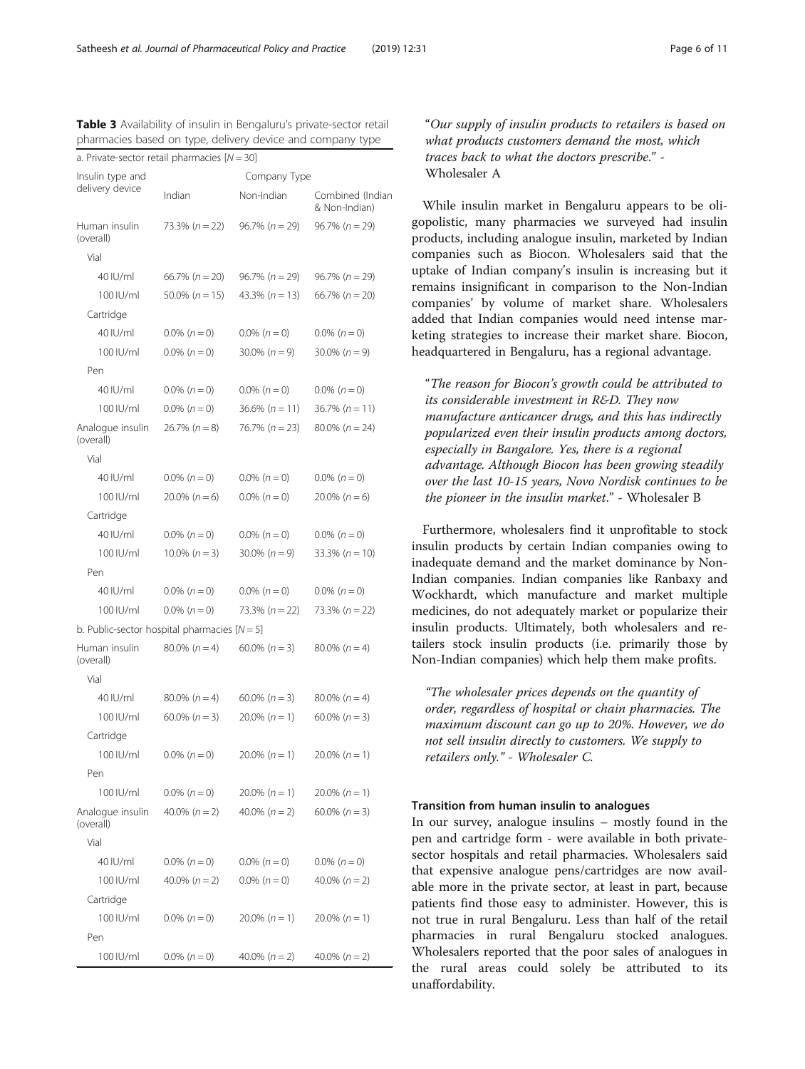**Table 3** Availability of insulin in Bengaluru's private-sector retail pharmacies based on type, delivery device and company type

| Insulin type and delivery device | Company Type | | |
|---|---|---|---|
| | Indian | Non-Indian | Combined (Indian & Non-Indian) |
| **a. Private-sector retail pharmacies [N = 30]** | | | |
| Human insulin (overall) | 73.3% (n = 22) | 96.7% (n = 29) | 96.7% (n = 29) |
| Vial | | | |
| 40 IU/ml | 66.7% (n = 20) | 96.7% (n = 29) | 96.7% (n = 29) |
| 100 IU/ml | 50.0% (n = 15) | 43.3% (n = 13) | 66.7% (n = 20) |
| Cartridge | | | |
| 40 IU/ml | 0.0% (n = 0) | 0.0% (n = 0) | 0.0% (n = 0) |
| 100 IU/ml | 0.0% (n = 0) | 30.0% (n = 9) | 30.0% (n = 9) |
| Pen | | | |
| 40 IU/ml | 0.0% (n = 0) | 0.0% (n = 0) | 0.0% (n = 0) |
| 100 IU/ml | 0.0% (n = 0) | 36.6% (n = 11) | 36.7% (n = 11) |
| Analogue insulin (overall) | 26.7% (n = 8) | 76.7% (n = 23) | 80.0% (n = 24) |
| Vial | | | |
| 40 IU/ml | 0.0% (n = 0) | 0.0% (n = 0) | 0.0% (n = 0) |
| 100 IU/ml | 20.0% (n = 6) | 0.0% (n = 0) | 20.0% (n = 6) |
| Cartridge | | | |
| 40 IU/ml | 0.0% (n = 0) | 0.0% (n = 0) | 0.0% (n = 0) |
| 100 IU/ml | 10.0% (n = 3) | 30.0% (n = 9) | 33.3% (n = 10) |
| Pen | | | |
| 40 IU/ml | 0.0% (n = 0) | 0.0% (n = 0) | 0.0% (n = 0) |
| 100 IU/ml | 0.0% (n = 0) | 73.3% (n = 22) | 73.3% (n = 22) |
| **b. Public-sector hospital pharmacies [N = 5]** | | | |
| Human insulin (overall) | 80.0% (n = 4) | 60.0% (n = 3) | 80.0% (n = 4) |
| Vial | | | |
| 40 IU/ml | 80.0% (n = 4) | 60.0% (n = 3) | 80.0% (n = 4) |
| 100 IU/ml | 60.0% (n = 3) | 20.0% (n = 1) | 60.0% (n = 3) |
| Cartridge | | | |
| 100 IU/ml | 0.0% (n = 0) | 20.0% (n = 1) | 20.0% (n = 1) |
| Pen | | | |
| 100 IU/ml | 0.0% (n = 0) | 20.0% (n = 1) | 20.0% (n = 1) |
| Analogue insulin (overall) | 40.0% (n = 2) | 40.0% (n = 2) | 60.0% (n = 3) |
| Vial | | | |
| 40 IU/ml | 0.0% (n = 0) | 0.0% (n = 0) | 0.0% (n = 0) |
| 100 IU/ml | 40.0% (n = 2) | 0.0% (n = 0) | 40.0% (n = 2) |
| Cartridge | | | |
| 100 IU/ml | 0.0% (n = 0) | 20.0% (n = 1) | 20.0% (n = 1) |
| Pen | | | |
| 100 IU/ml | 0.0% (n = 0) | 40.0% (n = 2) | 40.0% (n = 2) |

"*Our supply of insulin products to retailers is based on what products customers demand the most, which traces back to what the doctors prescribe.*" - Wholesaler A

While insulin market in Bengaluru appears to be oligopolistic, many pharmacies we surveyed had insulin products, including analogue insulin, marketed by Indian companies such as Biocon. Wholesalers said that the uptake of Indian company's insulin is increasing but it remains insignificant in comparison to the Non-Indian companies' by volume of market share. Wholesalers added that Indian companies would need intense marketing strategies to increase their market share. Biocon, headquartered in Bengaluru, has a regional advantage.

"*The reason for Biocon's growth could be attributed to its considerable investment in R&D. They now manufacture anticancer drugs, and this has indirectly popularized even their insulin products among doctors, especially in Bangalore. Yes, there is a regional advantage. Although Biocon has been growing steadily over the last 10-15 years, Novo Nordisk continues to be the pioneer in the insulin market.*" - Wholesaler B

Furthermore, wholesalers find it unprofitable to stock insulin products by certain Indian companies owing to inadequate demand and the market dominance by Non-Indian companies. Indian companies like Ranbaxy and Wockhardt, which manufacture and market multiple medicines, do not adequately market or popularize their insulin products. Ultimately, both wholesalers and retailers stock insulin products (i.e. primarily those by Non-Indian companies) which help them make profits.

*"The wholesaler prices depends on the quantity of order, regardless of hospital or chain pharmacies. The maximum discount can go up to 20%. However, we do not sell insulin directly to customers. We supply to retailers only." - Wholesaler C.*

## Transition from human insulin to analogues

In our survey, analogue insulins – mostly found in the pen and cartridge form - were available in both private-sector hospitals and retail pharmacies. Wholesalers said that expensive analogue pens/cartridges are now available more in the private sector, at least in part, because patients find those easy to administer. However, this is not true in rural Bengaluru. Less than half of the retail pharmacies in rural Bengaluru stocked analogues. Wholesalers reported that the poor sales of analogues in the rural areas could solely be attributed to its unaffordability.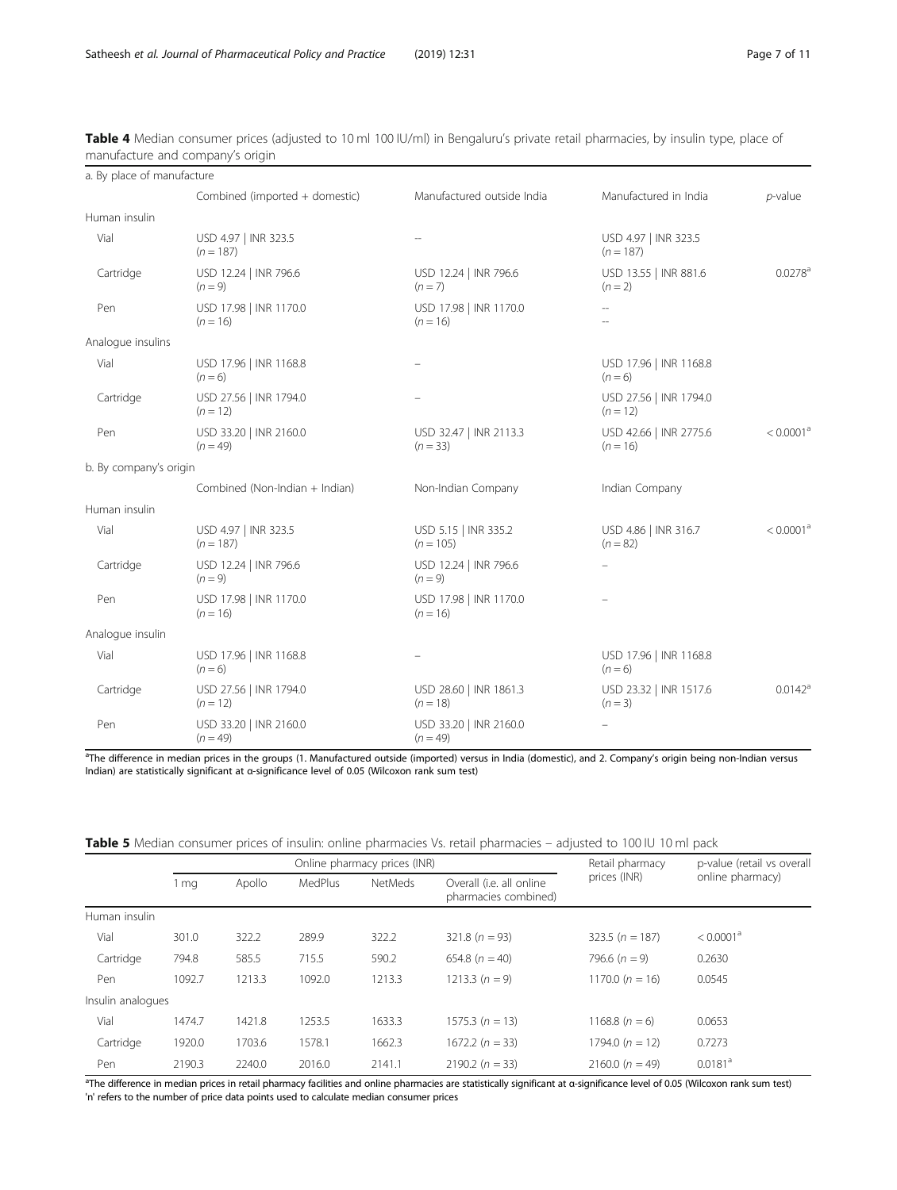**Table 4** Median consumer prices (adjusted to 10 ml 100 IU/ml) in Bengaluru's private retail pharmacies, by insulin type, place of manufacture and company's origin

| a. By place of manufacture | | | | |
|---|---|---|---|---|
| | Combined (imported + domestic) | Manufactured outside India | Manufactured in India | *p*-value |
| Human insulin | | | | |
| Vial | USD 4.97 \| INR 323.5 ($n = 187$) | -- | USD 4.97 \| INR 323.5 ($n = 187$) | |
| Cartridge | USD 12.24 \| INR 796.6 ($n = 9$) | USD 12.24 \| INR 796.6 ($n = 7$) | USD 13.55 \| INR 881.6 ($n = 2$) | 0.0278[a] |
| Pen | USD 17.98 \| INR 1170.0 ($n = 16$) | USD 17.98 \| INR 1170.0 ($n = 16$) | -- | |
| Analogue insulins | | | | |
| Vial | USD 17.96 \| INR 1168.8 ($n = 6$) | – | USD 17.96 \| INR 1168.8 ($n = 6$) | |
| Cartridge | USD 27.56 \| INR 1794.0 ($n = 12$) | – | USD 27.56 \| INR 1794.0 ($n = 12$) | |
| Pen | USD 33.20 \| INR 2160.0 ($n = 49$) | USD 32.47 \| INR 2113.3 ($n = 33$) | USD 42.66 \| INR 2775.6 ($n = 16$) | < 0.0001[a] |
| **b. By company's origin** | | | | |
| | Combined (Non-Indian + Indian) | Non-Indian Company | Indian Company | |
| Human insulin | | | | |
| Vial | USD 4.97 \| INR 323.5 ($n = 187$) | USD 5.15 \| INR 335.2 ($n = 105$) | USD 4.86 \| INR 316.7 ($n = 82$) | < 0.0001[a] |
| Cartridge | USD 12.24 \| INR 796.6 ($n = 9$) | USD 12.24 \| INR 796.6 ($n = 9$) | – | |
| Pen | USD 17.98 \| INR 1170.0 ($n = 16$) | USD 17.98 \| INR 1170.0 ($n = 16$) | – | |
| Analogue insulin | | | | |
| Vial | USD 17.96 \| INR 1168.8 ($n = 6$) | – | USD 17.96 \| INR 1168.8 ($n = 6$) | |
| Cartridge | USD 27.56 \| INR 1794.0 ($n = 12$) | USD 28.60 \| INR 1861.3 ($n = 18$) | USD 23.32 \| INR 1517.6 ($n = 3$) | 0.0142[a] |
| Pen | USD 33.20 \| INR 2160.0 ($n = 49$) | USD 33.20 \| INR 2160.0 ($n = 49$) | – | |

[a]The difference in median prices in the groups (1. Manufactured outside (imported) versus in India (domestic), and 2. Company's origin being non-Indian versus Indian) are statistically significant at α-significance level of 0.05 (Wilcoxon rank sum test)

**Table 5** Median consumer prices of insulin: online pharmacies Vs. retail pharmacies – adjusted to 100 IU 10 ml pack

| | Online pharmacy prices (INR) | | | | | Retail pharmacy prices (INR) | p-value (retail vs overall online pharmacy) |
|---|---|---|---|---|---|---|---|
| | 1 mg | Apollo | MedPlus | NetMeds | Overall (i.e. all online pharmacies combined) | | |
| Human insulin | | | | | | | |
| Vial | 301.0 | 322.2 | 289.9 | 322.2 | 321.8 ($n = 93$) | 323.5 ($n = 187$) | < 0.0001[a] |
| Cartridge | 794.8 | 585.5 | 715.5 | 590.2 | 654.8 ($n = 40$) | 796.6 ($n = 9$) | 0.2630 |
| Pen | 1092.7 | 1213.3 | 1092.0 | 1213.3 | 1213.3 ($n = 9$) | 1170.0 ($n = 16$) | 0.0545 |
| Insulin analogues | | | | | | | |
| Vial | 1474.7 | 1421.8 | 1253.5 | 1633.3 | 1575.3 ($n = 13$) | 1168.8 ($n = 6$) | 0.0653 |
| Cartridge | 1920.0 | 1703.6 | 1578.1 | 1662.3 | 1672.2 ($n = 33$) | 1794.0 ($n = 12$) | 0.7273 |
| Pen | 2190.3 | 2240.0 | 2016.0 | 2141.1 | 2190.2 ($n = 33$) | 2160.0 ($n = 49$) | 0.0181[a] |

[a]The difference in median prices in retail pharmacy facilities and online pharmacies are statistically significant at α-significance level of 0.05 (Wilcoxon rank sum test)
'n' refers to the number of price data points used to calculate median consumer prices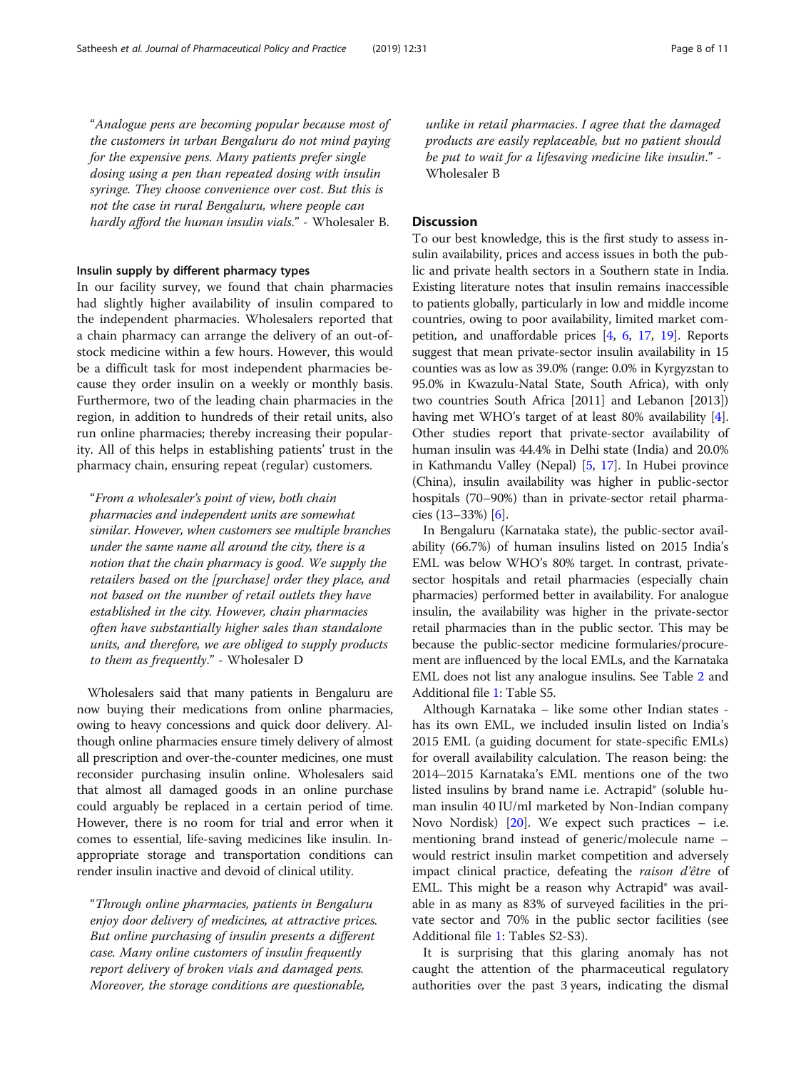"*Analogue pens are becoming popular because most of the customers in urban Bengaluru do not mind paying for the expensive pens. Many patients prefer single dosing using a pen than repeated dosing with insulin syringe. They choose convenience over cost. But this is not the case in rural Bengaluru, where people can hardly afford the human insulin vials*." - Wholesaler B.

### Insulin supply by different pharmacy types

In our facility survey, we found that chain pharmacies had slightly higher availability of insulin compared to the independent pharmacies. Wholesalers reported that a chain pharmacy can arrange the delivery of an out-of-stock medicine within a few hours. However, this would be a difficult task for most independent pharmacies because they order insulin on a weekly or monthly basis. Furthermore, two of the leading chain pharmacies in the region, in addition to hundreds of their retail units, also run online pharmacies; thereby increasing their popularity. All of this helps in establishing patients' trust in the pharmacy chain, ensuring repeat (regular) customers.

"*From a wholesaler's point of view, both chain pharmacies and independent units are somewhat similar. However, when customers see multiple branches under the same name all around the city, there is a notion that the chain pharmacy is good. We supply the retailers based on the [purchase] order they place, and not based on the number of retail outlets they have established in the city. However, chain pharmacies often have substantially higher sales than standalone units, and therefore, we are obliged to supply products to them as frequently*." - Wholesaler D

Wholesalers said that many patients in Bengaluru are now buying their medications from online pharmacies, owing to heavy concessions and quick door delivery. Although online pharmacies ensure timely delivery of almost all prescription and over-the-counter medicines, one must reconsider purchasing insulin online. Wholesalers said that almost all damaged goods in an online purchase could arguably be replaced in a certain period of time. However, there is no room for trial and error when it comes to essential, life-saving medicines like insulin. Inappropriate storage and transportation conditions can render insulin inactive and devoid of clinical utility.

"*Through online pharmacies, patients in Bengaluru enjoy door delivery of medicines, at attractive prices. But online purchasing of insulin presents a different case. Many online customers of insulin frequently report delivery of broken vials and damaged pens. Moreover, the storage conditions are questionable, unlike in retail pharmacies. I agree that the damaged products are easily replaceable, but no patient should be put to wait for a lifesaving medicine like insulin*." - Wholesaler B

## Discussion

To our best knowledge, this is the first study to assess insulin availability, prices and access issues in both the public and private health sectors in a Southern state in India. Existing literature notes that insulin remains inaccessible to patients globally, particularly in low and middle income countries, owing to poor availability, limited market competition, and unaffordable prices [4, 6, 17, 19]. Reports suggest that mean private-sector insulin availability in 15 counties was as low as 39.0% (range: 0.0% in Kyrgyzstan to 95.0% in Kwazulu-Natal State, South Africa), with only two countries South Africa [2011] and Lebanon [2013]) having met WHO's target of at least 80% availability [4]. Other studies report that private-sector availability of human insulin was 44.4% in Delhi state (India) and 20.0% in Kathmandu Valley (Nepal) [5, 17]. In Hubei province (China), insulin availability was higher in public-sector hospitals (70–90%) than in private-sector retail pharmacies (13–33%) [6].

In Bengaluru (Karnataka state), the public-sector availability (66.7%) of human insulins listed on 2015 India's EML was below WHO's 80% target. In contrast, private-sector hospitals and retail pharmacies (especially chain pharmacies) performed better in availability. For analogue insulin, the availability was higher in the private-sector retail pharmacies than in the public sector. This may be because the public-sector medicine formularies/procurement are influenced by the local EMLs, and the Karnataka EML does not list any analogue insulins. See Table 2 and Additional file 1: Table S5.

Although Karnataka – like some other Indian states - has its own EML, we included insulin listed on India's 2015 EML (a guiding document for state-specific EMLs) for overall availability calculation. The reason being: the 2014–2015 Karnataka's EML mentions one of the two listed insulins by brand name i.e. Actrapid® (soluble human insulin 40 IU/ml marketed by Non-Indian company Novo Nordisk) [20]. We expect such practices – i.e. mentioning brand instead of generic/molecule name – would restrict insulin market competition and adversely impact clinical practice, defeating the *raison d'être* of EML. This might be a reason why Actrapid® was available in as many as 83% of surveyed facilities in the private sector and 70% in the public sector facilities (see Additional file 1: Tables S2-S3).

It is surprising that this glaring anomaly has not caught the attention of the pharmaceutical regulatory authorities over the past 3 years, indicating the dismal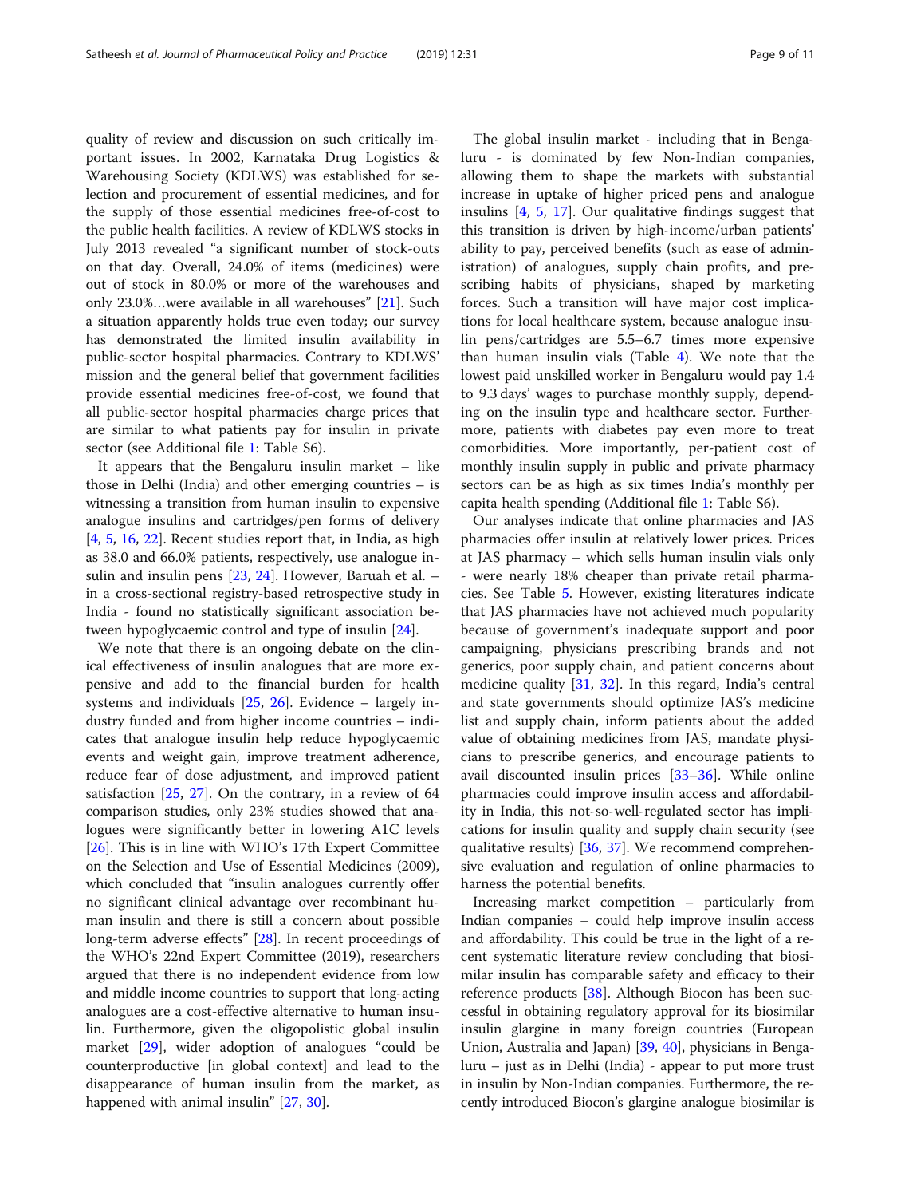quality of review and discussion on such critically important issues. In 2002, Karnataka Drug Logistics & Warehousing Society (KDLWS) was established for selection and procurement of essential medicines, and for the supply of those essential medicines free-of-cost to the public health facilities. A review of KDLWS stocks in July 2013 revealed "a significant number of stock-outs on that day. Overall, 24.0% of items (medicines) were out of stock in 80.0% or more of the warehouses and only 23.0%…were available in all warehouses" [21]. Such a situation apparently holds true even today; our survey has demonstrated the limited insulin availability in public-sector hospital pharmacies. Contrary to KDLWS' mission and the general belief that government facilities provide essential medicines free-of-cost, we found that all public-sector hospital pharmacies charge prices that are similar to what patients pay for insulin in private sector (see Additional file 1: Table S6).

It appears that the Bengaluru insulin market – like those in Delhi (India) and other emerging countries – is witnessing a transition from human insulin to expensive analogue insulins and cartridges/pen forms of delivery [4, 5, 16, 22]. Recent studies report that, in India, as high as 38.0 and 66.0% patients, respectively, use analogue insulin and insulin pens [23, 24]. However, Baruah et al. – in a cross-sectional registry-based retrospective study in India - found no statistically significant association between hypoglycaemic control and type of insulin [24].

We note that there is an ongoing debate on the clinical effectiveness of insulin analogues that are more expensive and add to the financial burden for health systems and individuals [25, 26]. Evidence – largely industry funded and from higher income countries – indicates that analogue insulin help reduce hypoglycaemic events and weight gain, improve treatment adherence, reduce fear of dose adjustment, and improved patient satisfaction [25, 27]. On the contrary, in a review of 64 comparison studies, only 23% studies showed that analogues were significantly better in lowering A1C levels [26]. This is in line with WHO's 17th Expert Committee on the Selection and Use of Essential Medicines (2009), which concluded that "insulin analogues currently offer no significant clinical advantage over recombinant human insulin and there is still a concern about possible long-term adverse effects" [28]. In recent proceedings of the WHO's 22nd Expert Committee (2019), researchers argued that there is no independent evidence from low and middle income countries to support that long-acting analogues are a cost-effective alternative to human insulin. Furthermore, given the oligopolistic global insulin market [29], wider adoption of analogues "could be counterproductive [in global context] and lead to the disappearance of human insulin from the market, as happened with animal insulin" [27, 30].

The global insulin market - including that in Bengaluru - is dominated by few Non-Indian companies, allowing them to shape the markets with substantial increase in uptake of higher priced pens and analogue insulins [4, 5, 17]. Our qualitative findings suggest that this transition is driven by high-income/urban patients' ability to pay, perceived benefits (such as ease of administration) of analogues, supply chain profits, and prescribing habits of physicians, shaped by marketing forces. Such a transition will have major cost implications for local healthcare system, because analogue insulin pens/cartridges are 5.5–6.7 times more expensive than human insulin vials (Table 4). We note that the lowest paid unskilled worker in Bengaluru would pay 1.4 to 9.3 days' wages to purchase monthly supply, depending on the insulin type and healthcare sector. Furthermore, patients with diabetes pay even more to treat comorbidities. More importantly, per-patient cost of monthly insulin supply in public and private pharmacy sectors can be as high as six times India's monthly per capita health spending (Additional file 1: Table S6).

Our analyses indicate that online pharmacies and JAS pharmacies offer insulin at relatively lower prices. Prices at JAS pharmacy – which sells human insulin vials only - were nearly 18% cheaper than private retail pharmacies. See Table 5. However, existing literatures indicate that JAS pharmacies have not achieved much popularity because of government's inadequate support and poor campaigning, physicians prescribing brands and not generics, poor supply chain, and patient concerns about medicine quality [31, 32]. In this regard, India's central and state governments should optimize JAS's medicine list and supply chain, inform patients about the added value of obtaining medicines from JAS, mandate physicians to prescribe generics, and encourage patients to avail discounted insulin prices [33–36]. While online pharmacies could improve insulin access and affordability in India, this not-so-well-regulated sector has implications for insulin quality and supply chain security (see qualitative results) [36, 37]. We recommend comprehensive evaluation and regulation of online pharmacies to harness the potential benefits.

Increasing market competition – particularly from Indian companies – could help improve insulin access and affordability. This could be true in the light of a recent systematic literature review concluding that biosimilar insulin has comparable safety and efficacy to their reference products [38]. Although Biocon has been successful in obtaining regulatory approval for its biosimilar insulin glargine in many foreign countries (European Union, Australia and Japan) [39, 40], physicians in Bengaluru – just as in Delhi (India) - appear to put more trust in insulin by Non-Indian companies. Furthermore, the recently introduced Biocon's glargine analogue biosimilar is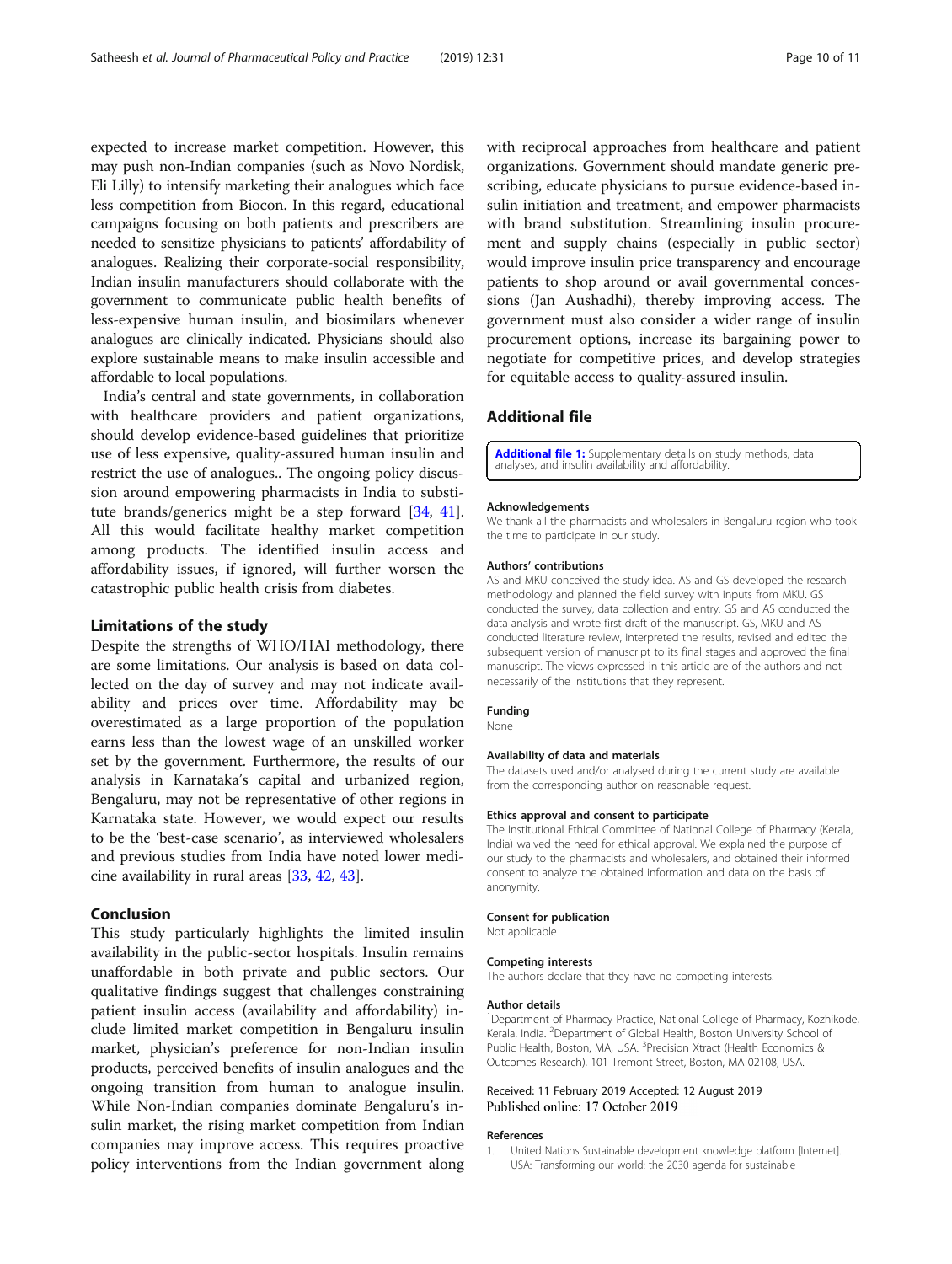expected to increase market competition. However, this may push non-Indian companies (such as Novo Nordisk, Eli Lilly) to intensify marketing their analogues which face less competition from Biocon. In this regard, educational campaigns focusing on both patients and prescribers are needed to sensitize physicians to patients' affordability of analogues. Realizing their corporate-social responsibility, Indian insulin manufacturers should collaborate with the government to communicate public health benefits of less-expensive human insulin, and biosimilars whenever analogues are clinically indicated. Physicians should also explore sustainable means to make insulin accessible and affordable to local populations.

India's central and state governments, in collaboration with healthcare providers and patient organizations, should develop evidence-based guidelines that prioritize use of less expensive, quality-assured human insulin and restrict the use of analogues.. The ongoing policy discussion around empowering pharmacists in India to substitute brands/generics might be a step forward [34, 41]. All this would facilitate healthy market competition among products. The identified insulin access and affordability issues, if ignored, will further worsen the catastrophic public health crisis from diabetes.

## Limitations of the study

Despite the strengths of WHO/HAI methodology, there are some limitations. Our analysis is based on data collected on the day of survey and may not indicate availability and prices over time. Affordability may be overestimated as a large proportion of the population earns less than the lowest wage of an unskilled worker set by the government. Furthermore, the results of our analysis in Karnataka's capital and urbanized region, Bengaluru, may not be representative of other regions in Karnataka state. However, we would expect our results to be the 'best-case scenario', as interviewed wholesalers and previous studies from India have noted lower medicine availability in rural areas [33, 42, 43].

## Conclusion

This study particularly highlights the limited insulin availability in the public-sector hospitals. Insulin remains unaffordable in both private and public sectors. Our qualitative findings suggest that challenges constraining patient insulin access (availability and affordability) include limited market competition in Bengaluru insulin market, physician's preference for non-Indian insulin products, perceived benefits of insulin analogues and the ongoing transition from human to analogue insulin. While Non-Indian companies dominate Bengaluru's insulin market, the rising market competition from Indian companies may improve access. This requires proactive policy interventions from the Indian government along with reciprocal approaches from healthcare and patient organizations. Government should mandate generic prescribing, educate physicians to pursue evidence-based insulin initiation and treatment, and empower pharmacists with brand substitution. Streamlining insulin procurement and supply chains (especially in public sector) would improve insulin price transparency and encourage patients to shop around or avail governmental concessions (Jan Aushadhi), thereby improving access. The government must also consider a wider range of insulin procurement options, increase its bargaining power to negotiate for competitive prices, and develop strategies for equitable access to quality-assured insulin.

## Additional file

**Additional file 1:** Supplementary details on study methods, data analyses, and insulin availability and affordability.

### Acknowledgements

We thank all the pharmacists and wholesalers in Bengaluru region who took the time to participate in our study.

### Authors' contributions

AS and MKU conceived the study idea. AS and GS developed the research methodology and planned the field survey with inputs from MKU. GS conducted the survey, data collection and entry. GS and AS conducted the data analysis and wrote first draft of the manuscript. GS, MKU and AS conducted literature review, interpreted the results, revised and edited the subsequent version of manuscript to its final stages and approved the final manuscript. The views expressed in this article are of the authors and not necessarily of the institutions that they represent.

### Funding

None

### Availability of data and materials

The datasets used and/or analysed during the current study are available from the corresponding author on reasonable request.

### Ethics approval and consent to participate

The Institutional Ethical Committee of National College of Pharmacy (Kerala, India) waived the need for ethical approval. We explained the purpose of our study to the pharmacists and wholesalers, and obtained their informed consent to analyze the obtained information and data on the basis of anonymity.

### Consent for publication

Not applicable

### Competing interests

The authors declare that they have no competing interests.

### Author details

[1]Department of Pharmacy Practice, National College of Pharmacy, Kozhikode, Kerala, India. [2]Department of Global Health, Boston University School of Public Health, Boston, MA, USA. [3]Precision Xtract (Health Economics & Outcomes Research), 101 Tremont Street, Boston, MA 02108, USA.

Received: 11 February 2019 Accepted: 12 August 2019
Published online: 17 October 2019

### References

1. United Nations Sustainable development knowledge platform [Internet]. USA: Transforming our world: the 2030 agenda for sustainable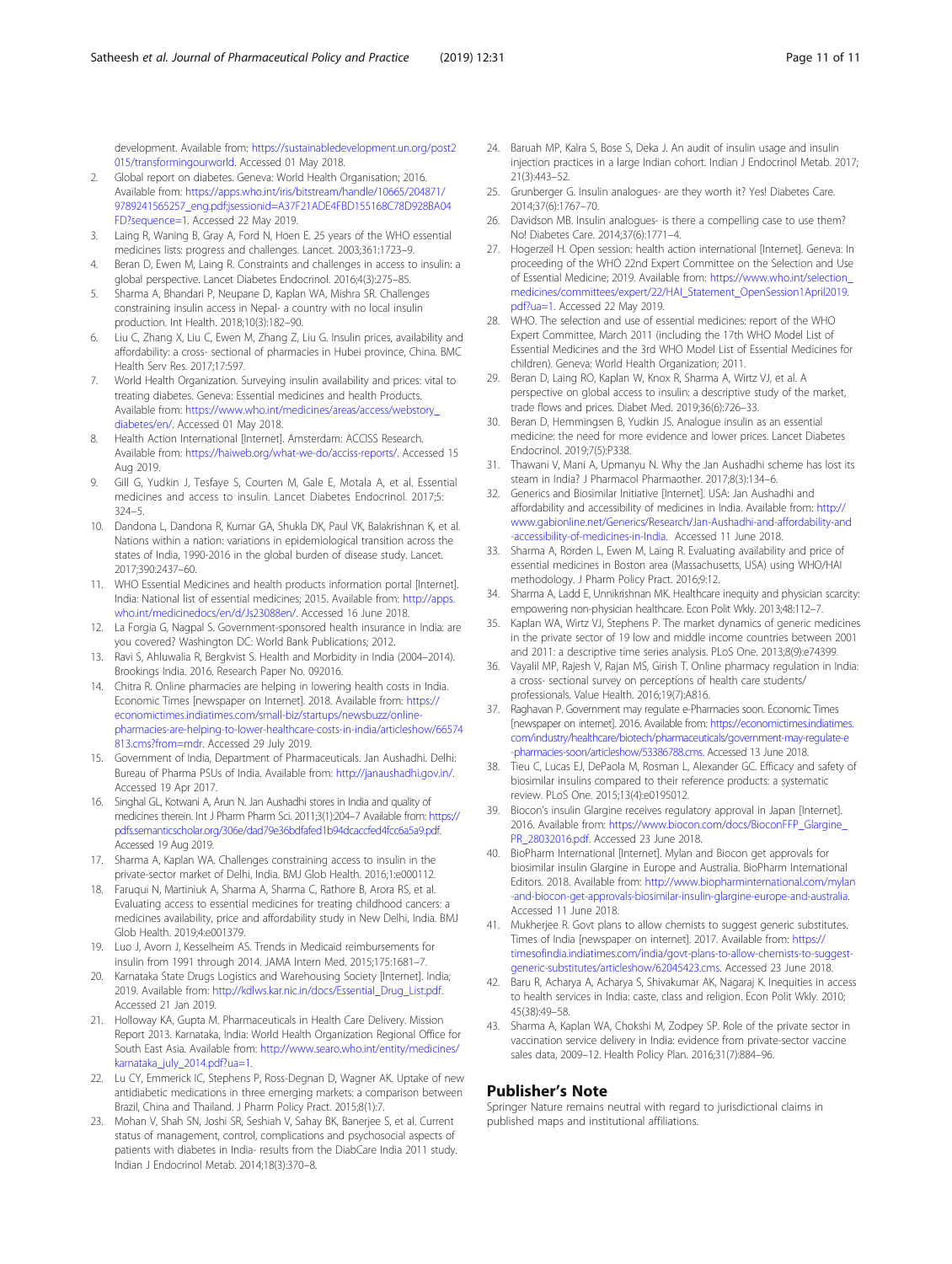development. Available from: https://sustainabledevelopment.un.org/post2015/transformingourworld. Accessed 01 May 2018.

2. Global report on diabetes. Geneva: World Health Organisation; 2016. Available from: https://apps.who.int/iris/bitstream/handle/10665/204871/9789241565257_eng.pdf;jsessionid=A37F21ADE4FBD155168C78D928BA04FD?sequence=1. Accessed 22 May 2019.
3. Laing R, Waning B, Gray A, Ford N, Hoen E. 25 years of the WHO essential medicines lists: progress and challenges. Lancet. 2003;361:1723–9.
4. Beran D, Ewen M, Laing R. Constraints and challenges in access to insulin: a global perspective. Lancet Diabetes Endocrinol. 2016;4(3):275–85.
5. Sharma A, Bhandari P, Neupane D, Kaplan WA, Mishra SR. Challenges constraining insulin access in Nepal- a country with no local insulin production. Int Health. 2018;10(3):182–90.
6. Liu C, Zhang X, Liu C, Ewen M, Zhang Z, Liu G. Insulin prices, availability and affordability: a cross- sectional of pharmacies in Hubei province, China. BMC Health Serv Res. 2017;17:597.
7. World Health Organization. Surveying insulin availability and prices: vital to treating diabetes. Geneva: Essential medicines and health Products. Available from: https://www.who.int/medicines/areas/access/webstory_diabetes/en/. Accessed 01 May 2018.
8. Health Action International [Internet]. Amsterdam: ACCISS Research. Available from: https://haiweb.org/what-we-do/acciss-reports/. Accessed 15 Aug 2019.
9. Gill G, Yudkin J, Tesfaye S, Courten M, Gale E, Motala A, et al. Essential medicines and access to insulin. Lancet Diabetes Endocrinol. 2017;5:324–5.
10. Dandona L, Dandona R, Kumar GA, Shukla DK, Paul VK, Balakrishnan K, et al. Nations within a nation: variations in epidemiological transition across the states of India, 1990-2016 in the global burden of disease study. Lancet. 2017;390:2437–60.
11. WHO Essential Medicines and health products information portal [Internet]. India: National list of essential medicines; 2015. Available from: http://apps.who.int/medicinedocs/en/d/Js23088en/. Accessed 16 June 2018.
12. La Forgia G, Nagpal S. Government-sponsored health insurance in India: are you covered? Washington DC: World Bank Publications; 2012.
13. Ravi S, Ahluwalia R, Bergkvist S. Health and Morbidity in India (2004–2014). Brookings India. 2016. Research Paper No. 092016.
14. Chitra R. Online pharmacies are helping in lowering health costs in India. Economic Times [newspaper on Internet]. 2018. Available from: https://economictimes.indiatimes.com/small-biz/startups/newsbuzz/online-pharmacies-are-helping-to-lower-healthcare-costs-in-india/articleshow/66574813.cms?from=mdr. Accessed 29 July 2019.
15. Government of India, Department of Pharmaceuticals. Jan Aushadhi. Delhi: Bureau of Pharma PSUs of India. Available from: http://janaushadhi.gov.in/. Accessed 19 Apr 2017.
16. Singhal GL, Kotwani A, Arun N. Jan Aushadhi stores in India and quality of medicines therein. Int J Pharm Pharm Sci. 2011;3(1):204–7 Available from: https://pdfs.semanticscholar.org/306e/dad79e36bdfafed1b94dcaccfed4fcc6a5a9.pdf. Accessed 19 Aug 2019.
17. Sharma A, Kaplan WA. Challenges constraining access to insulin in the private-sector market of Delhi, India. BMJ Glob Health. 2016;1:e000112.
18. Faruqui N, Martiniuk A, Sharma A, Sharma C, Rathore B, Arora RS, et al. Evaluating access to essential medicines for treating childhood cancers: a medicines availability, price and affordability study in New Delhi, India. BMJ Glob Health. 2019;4:e001379.
19. Luo J, Avorn J, Kesselheim AS. Trends in Medicaid reimbursements for insulin from 1991 through 2014. JAMA Intern Med. 2015;175:1681–7.
20. Karnataka State Drugs Logistics and Warehousing Society [Internet]. India; 2019. Available from: http://kdlws.kar.nic.in/docs/Essential_Drug_List.pdf. Accessed 21 Jan 2019.
21. Holloway KA, Gupta M. Pharmaceuticals in Health Care Delivery. Mission Report 2013. Karnataka, India: World Health Organization Regional Office for South East Asia. Available from: http://www.searo.who.int/entity/medicines/karnataka_july_2014.pdf?ua=1.
22. Lu CY, Emmerick IC, Stephens P, Ross-Degnan D, Wagner AK. Uptake of new antidiabetic medications in three emerging markets: a comparison between Brazil, China and Thailand. J Pharm Policy Pract. 2015;8(1):7.
23. Mohan V, Shah SN, Joshi SR, Seshiah V, Sahay BK, Banerjee S, et al. Current status of management, control, complications and psychosocial aspects of patients with diabetes in India- results from the DiabCare India 2011 study. Indian J Endocrinol Metab. 2014;18(3):370–8.
24. Baruah MP, Kalra S, Bose S, Deka J. An audit of insulin usage and insulin injection practices in a large Indian cohort. Indian J Endocrinol Metab. 2017;21(3):443–52.
25. Grunberger G. Insulin analogues- are they worth it? Yes! Diabetes Care. 2014;37(6):1767–70.
26. Davidson MB. Insulin analogues- is there a compelling case to use them? No! Diabetes Care. 2014;37(6):1771–4.
27. Hogerzeil H. Open session: health action international [Internet]. Geneva: In proceeding of the WHO 22nd Expert Committee on the Selection and Use of Essential Medicine; 2019. Available from: https://www.who.int/selection_medicines/committees/expert/22/HAI_Statement_OpenSession1April2019.pdf?ua=1. Accessed 22 May 2019.
28. WHO. The selection and use of essential medicines: report of the WHO Expert Committee, March 2011 (including the 17th WHO Model List of Essential Medicines and the 3rd WHO Model List of Essential Medicines for children). Geneva: World Health Organization; 2011.
29. Beran D, Laing RO, Kaplan W, Knox R, Sharma A, Wirtz VJ, et al. A perspective on global access to insulin: a descriptive study of the market, trade flows and prices. Diabet Med. 2019;36(6):726–33.
30. Beran D, Hemmingsen B, Yudkin JS. Analogue insulin as an essential medicine: the need for more evidence and lower prices. Lancet Diabetes Endocrinol. 2019;7(5):P338.
31. Thawani V, Mani A, Upmanyu N. Why the Jan Aushadhi scheme has lost its steam in India? J Pharmacol Pharmaother. 2017;8(3):134–6.
32. Generics and Biosimilar Initiative [Internet]. USA: Jan Aushadhi and affordability and accessibility of medicines in India. Available from: http://www.gabionline.net/Generics/Research/Jan-Aushadhi-and-affordability-and-accessibility-of-medicines-in-India. Accessed 11 June 2018.
33. Sharma A, Rorden L, Ewen M, Laing R. Evaluating availability and price of essential medicines in Boston area (Massachusetts, USA) using WHO/HAI methodology. J Pharm Policy Pract. 2016;9:12.
34. Sharma A, Ladd E, Unnikrishnan MK. Healthcare inequity and physician scarcity: empowering non-physician healthcare. Econ Polit Wkly. 2013;48:112–7.
35. Kaplan WA, Wirtz VJ, Stephens P. The market dynamics of generic medicines in the private sector of 19 low and middle income countries between 2001 and 2011: a descriptive time series analysis. PLoS One. 2013;8(9):e74399.
36. Vayalil MP, Rajesh V, Rajan MS, Girish T. Online pharmacy regulation in India: a cross- sectional survey on perceptions of health care students/ professionals. Value Health. 2016;19(7):A816.
37. Raghavan P. Government may regulate e-Pharmacies soon. Economic Times [newspaper on internet]. 2016. Available from: https://economictimes.indiatimes.com/industry/healthcare/biotech/pharmaceuticals/government-may-regulate-e-pharmacies-soon/articleshow/53386788.cms. Accessed 13 June 2018.
38. Tieu C, Lucas EJ, DePaola M, Rosman L, Alexander GC. Efficacy and safety of biosimilar insulins compared to their reference products: a systematic review. PLoS One. 2015;13(4):e0195012.
39. Biocon's insulin Glargine receives regulatory approval in Japan [Internet]. 2016. Available from: https://www.biocon.com/docs/BioconFFP_Glargine_PR_28032016.pdf. Accessed 23 June 2018.
40. BioPharm International [Internet]. Mylan and Biocon get approvals for biosimilar insulin Glargine in Europe and Australia. BioPharm International Editors. 2018. Available from: http://www.biopharminternational.com/mylan-and-biocon-get-approvals-biosimilar-insulin-glargine-europe-and-australia. Accessed 11 June 2018.
41. Mukherjee R. Govt plans to allow chemists to suggest generic substitutes. Times of India [newspaper on internet]. 2017. Available from: https://timesofindia.indiatimes.com/india/govt-plans-to-allow-chemists-to-suggest-generic-substitutes/articleshow/62045423.cms. Accessed 23 June 2018.
42. Baru R, Acharya A, Acharya S, Shivakumar AK, Nagaraj K. Inequities in access to health services in India: caste, class and religion. Econ Polit Wkly. 2010;45(38):49–58.
43. Sharma A, Kaplan WA, Chokshi M, Zodpey SP. Role of the private sector in vaccination service delivery in India: evidence from private-sector vaccine sales data, 2009–12. Health Policy Plan. 2016;31(7):884–96.

## Publisher's Note

Springer Nature remains neutral with regard to jurisdictional claims in published maps and institutional affiliations.